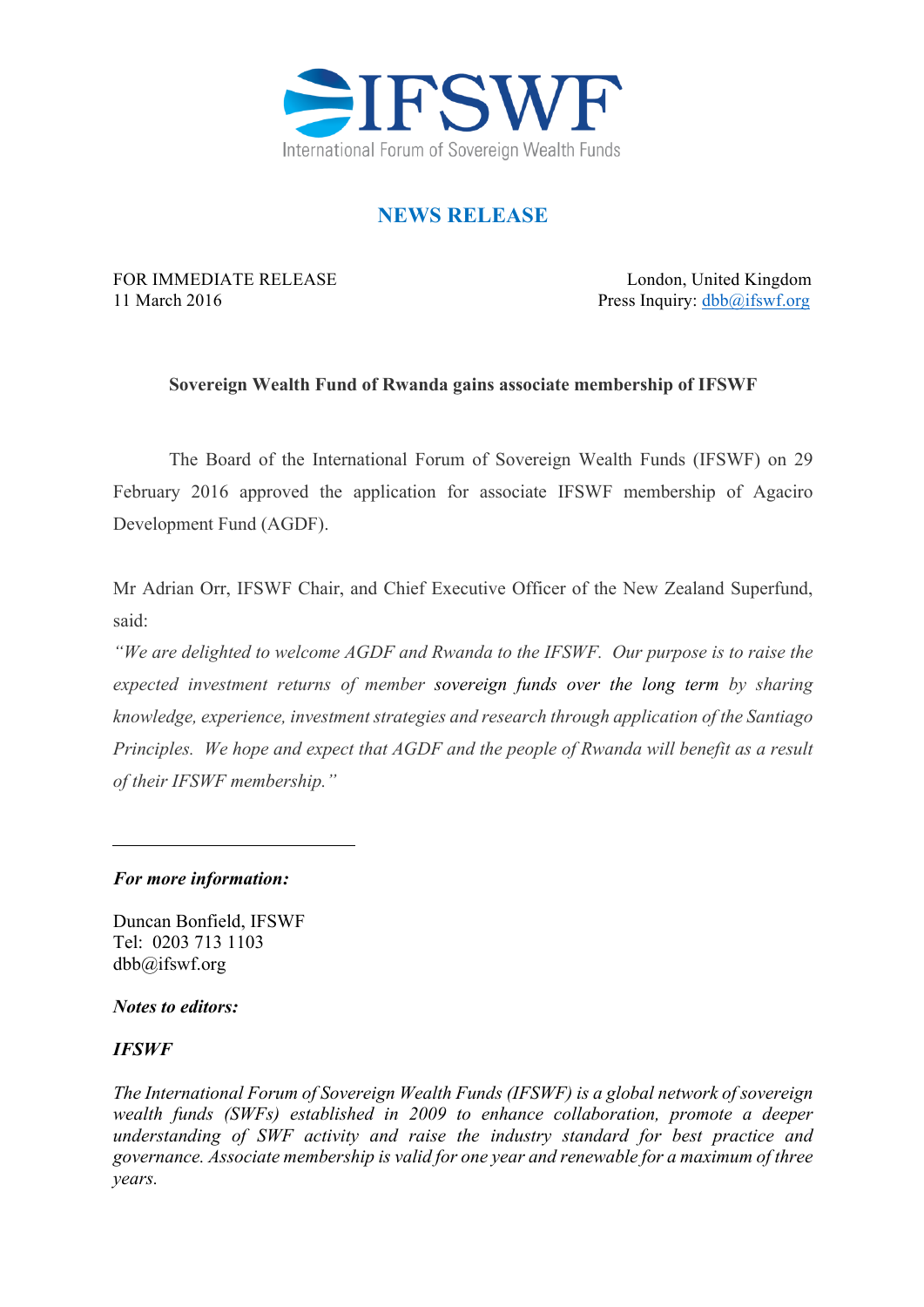IFSWF

International Forum of Sovereign Wealth Funds

# NEWS RELEASE

FOR IMMEDIATE RELEASE
11 March 2016

London, United Kingdom
Press Inquiry: dbb@ifswf.org

**Sovereign Wealth Fund of Rwanda gains associate membership of IFSWF**

The Board of the International Forum of Sovereign Wealth Funds (IFSWF) on 29 February 2016 approved the application for associate IFSWF membership of Agaciro Development Fund (AGDF).

Mr Adrian Orr, IFSWF Chair, and Chief Executive Officer of the New Zealand Superfund, said:

*"We are delighted to welcome AGDF and Rwanda to the IFSWF. Our purpose is to raise the expected investment returns of member sovereign funds over the long term by sharing knowledge, experience, investment strategies and research through application of the Santiago Principles. We hope and expect that AGDF and the people of Rwanda will benefit as a result of their IFSWF membership."*

---

***For more information:***

Duncan Bonfield, IFSWF
Tel: 0203 713 1103
dbb@ifswf.org

***Notes to editors:***

***IFSWF***

*The International Forum of Sovereign Wealth Funds (IFSWF) is a global network of sovereign wealth funds (SWFs) established in 2009 to enhance collaboration, promote a deeper understanding of SWF activity and raise the industry standard for best practice and governance. Associate membership is valid for one year and renewable for a maximum of three years.*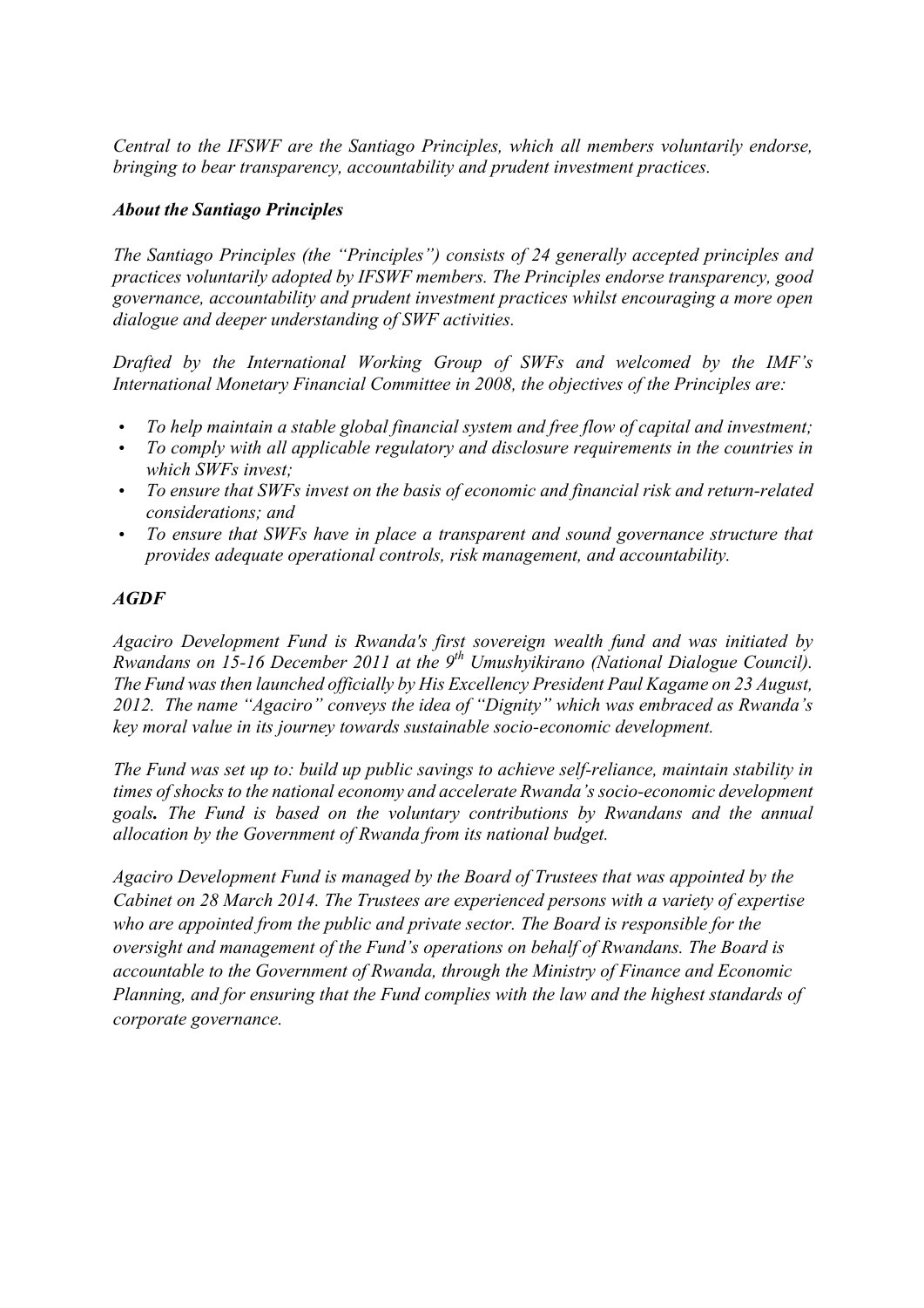*Central to the IFSWF are the Santiago Principles, which all members voluntarily endorse, bringing to bear transparency, accountability and prudent investment practices.*

***About the Santiago Principles***

*The Santiago Principles (the "Principles") consists of 24 generally accepted principles and practices voluntarily adopted by IFSWF members. The Principles endorse transparency, good governance, accountability and prudent investment practices whilst encouraging a more open dialogue and deeper understanding of SWF activities.*

*Drafted by the International Working Group of SWFs and welcomed by the IMF's International Monetary Financial Committee in 2008, the objectives of the Principles are:*

- *To help maintain a stable global financial system and free flow of capital and investment;*
- *To comply with all applicable regulatory and disclosure requirements in the countries in which SWFs invest;*
- *To ensure that SWFs invest on the basis of economic and financial risk and return-related considerations; and*
- *To ensure that SWFs have in place a transparent and sound governance structure that provides adequate operational controls, risk management, and accountability.*

***AGDF***

*Agaciro Development Fund is Rwanda's first sovereign wealth fund and was initiated by Rwandans on 15-16 December 2011 at the 9th Umushyikirano (National Dialogue Council). The Fund was then launched officially by His Excellency President Paul Kagame on 23 August, 2012. The name "Agaciro" conveys the idea of "Dignity" which was embraced as Rwanda's key moral value in its journey towards sustainable socio-economic development.*

*The Fund was set up to: build up public savings to achieve self-reliance, maintain stability in times of shocks to the national economy and accelerate Rwanda's socio-economic development goals**.** The Fund is based on the voluntary contributions by Rwandans and the annual allocation by the Government of Rwanda from its national budget.*

*Agaciro Development Fund is managed by the Board of Trustees that was appointed by the Cabinet on 28 March 2014. The Trustees are experienced persons with a variety of expertise who are appointed from the public and private sector. The Board is responsible for the oversight and management of the Fund's operations on behalf of Rwandans. The Board is accountable to the Government of Rwanda, through the Ministry of Finance and Economic Planning, and for ensuring that the Fund complies with the law and the highest standards of corporate governance.*